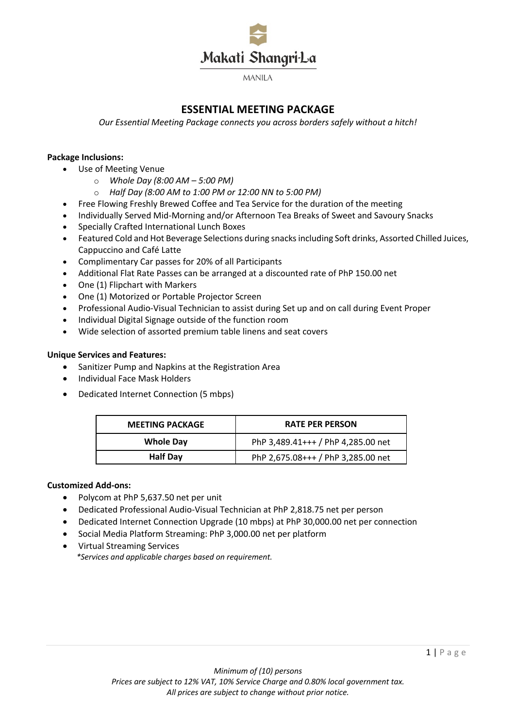Makati Shangri-La

MANILA

# ESSENTIAL MEETING PACKAGE

*Our Essential Meeting Package connects you across borders safely without a hitch!*

**Package Inclusions:**

- Use of Meeting Venue
  - *Whole Day (8:00 AM – 5:00 PM)*
  - *Half Day (8:00 AM to 1:00 PM or 12:00 NN to 5:00 PM)*
- Free Flowing Freshly Brewed Coffee and Tea Service for the duration of the meeting
- Individually Served Mid-Morning and/or Afternoon Tea Breaks of Sweet and Savoury Snacks
- Specially Crafted International Lunch Boxes
- Featured Cold and Hot Beverage Selections during snacks including Soft drinks, Assorted Chilled Juices, Cappuccino and Café Latte
- Complimentary Car passes for 20% of all Participants
- Additional Flat Rate Passes can be arranged at a discounted rate of PhP 150.00 net
- One (1) Flipchart with Markers
- One (1) Motorized or Portable Projector Screen
- Professional Audio-Visual Technician to assist during Set up and on call during Event Proper
- Individual Digital Signage outside of the function room
- Wide selection of assorted premium table linens and seat covers

**Unique Services and Features:**

- Sanitizer Pump and Napkins at the Registration Area
- Individual Face Mask Holders
- Dedicated Internet Connection (5 mbps)

| MEETING PACKAGE | RATE PER PERSON |
| --- | --- |
| **Whole Day** | PhP 3,489.41+++ / PhP 4,285.00 net |
| **Half Day** | PhP 2,675.08+++ / PhP 3,285.00 net |

**Customized Add-ons:**

- Polycom at PhP 5,637.50 net per unit
- Dedicated Professional Audio-Visual Technician at PhP 2,818.75 net per person
- Dedicated Internet Connection Upgrade (10 mbps) at PhP 30,000.00 net per connection
- Social Media Platform Streaming: PhP 3,000.00 net per platform
- Virtual Streaming Services
  *\*Services and applicable charges based on requirement.*

*Minimum of (10) persons*
*Prices are subject to 12% VAT, 10% Service Charge and 0.80% local government tax.*
*All prices are subject to change without prior notice.*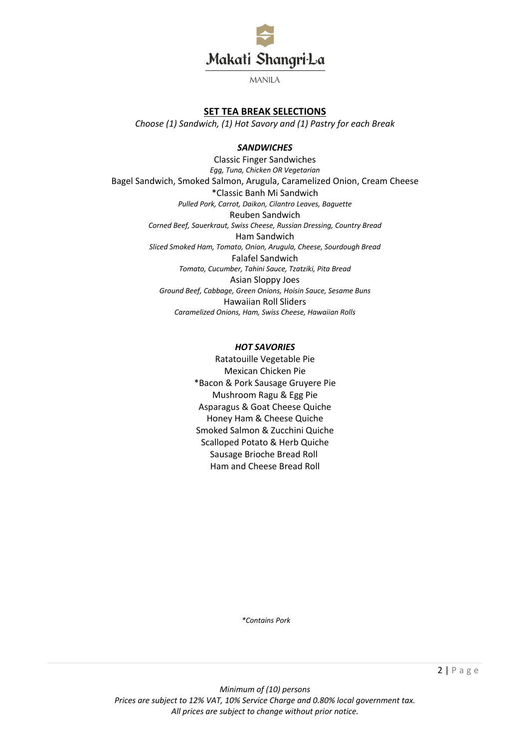## SET TEA BREAK SELECTIONS

*Choose (1) Sandwich, (1) Hot Savory and (1) Pastry for each Break*

### *SANDWICHES*

Classic Finger Sandwiches
*Egg, Tuna, Chicken OR Vegetarian*

Bagel Sandwich, Smoked Salmon, Arugula, Caramelized Onion, Cream Cheese

*Classic Banh Mi Sandwich
*Pulled Pork, Carrot, Daikon, Cilantro Leaves, Baguette*

Reuben Sandwich
*Corned Beef, Sauerkraut, Swiss Cheese, Russian Dressing, Country Bread*

Ham Sandwich
*Sliced Smoked Ham, Tomato, Onion, Arugula, Cheese, Sourdough Bread*

Falafel Sandwich
*Tomato, Cucumber, Tahini Sauce, Tzatziki, Pita Bread*

Asian Sloppy Joes
*Ground Beef, Cabbage, Green Onions, Hoisin Sauce, Sesame Buns*

Hawaiian Roll Sliders
*Caramelized Onions, Ham, Swiss Cheese, Hawaiian Rolls*

### *HOT SAVORIES*

Ratatouille Vegetable Pie
Mexican Chicken Pie
*Bacon & Pork Sausage Gruyere Pie
Mushroom Ragu & Egg Pie
Asparagus & Goat Cheese Quiche
Honey Ham & Cheese Quiche
Smoked Salmon & Zucchini Quiche
Scalloped Potato & Herb Quiche
Sausage Brioche Bread Roll
Ham and Cheese Bread Roll

*\*Contains Pork*

*Minimum of (10) persons*
*Prices are subject to 12% VAT, 10% Service Charge and 0.80% local government tax.*
*All prices are subject to change without prior notice.*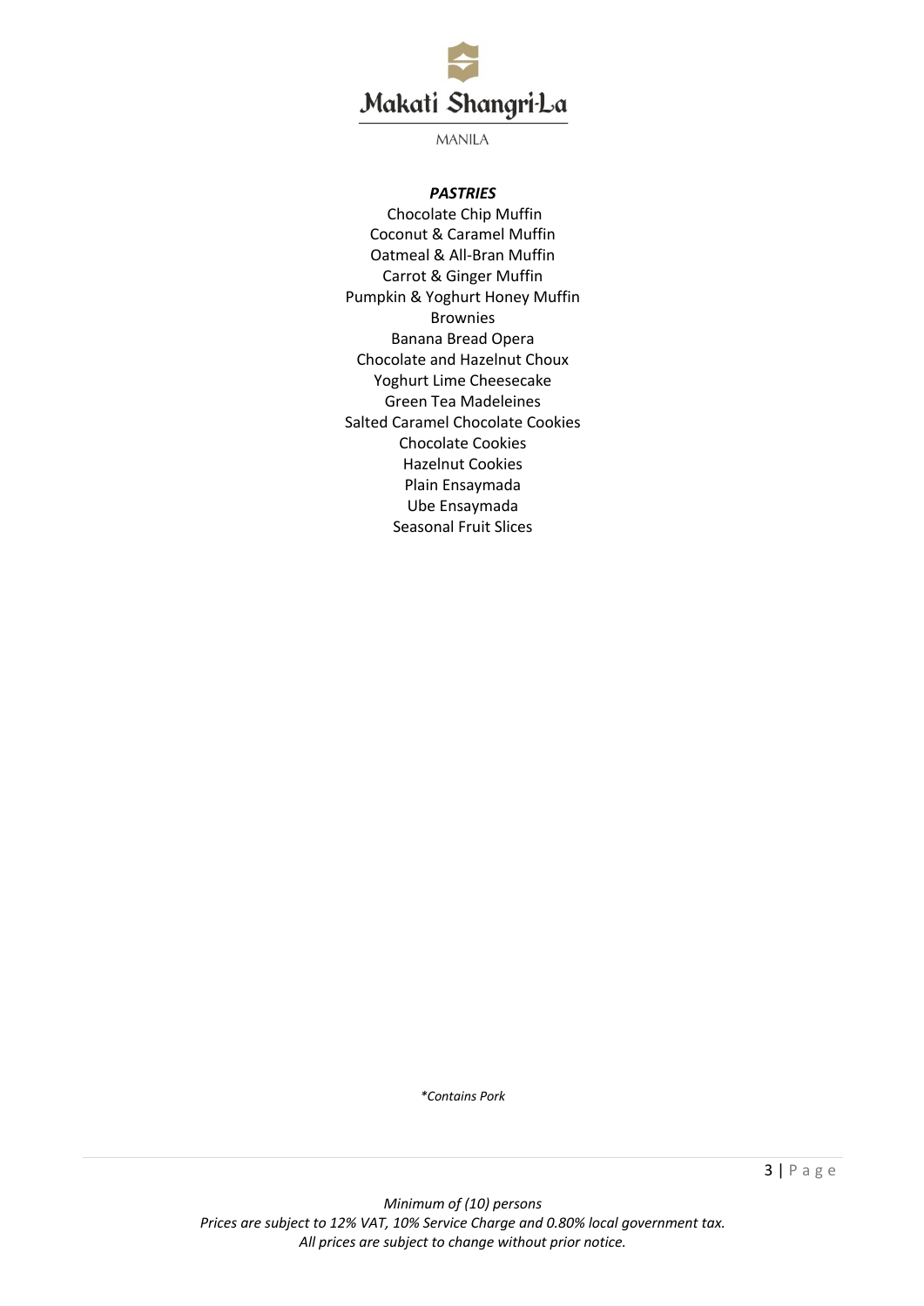### ***PASTRIES***

Chocolate Chip Muffin
Coconut & Caramel Muffin
Oatmeal & All-Bran Muffin
Carrot & Ginger Muffin
Pumpkin & Yoghurt Honey Muffin
Brownies
Banana Bread Opera
Chocolate and Hazelnut Choux
Yoghurt Lime Cheesecake
Green Tea Madeleines
Salted Caramel Chocolate Cookies
Chocolate Cookies
Hazelnut Cookies
Plain Ensaymada
Ube Ensaymada
Seasonal Fruit Slices

*\*Contains Pork*

*Minimum of (10) persons*
*Prices are subject to 12% VAT, 10% Service Charge and 0.80% local government tax.*
*All prices are subject to change without prior notice.*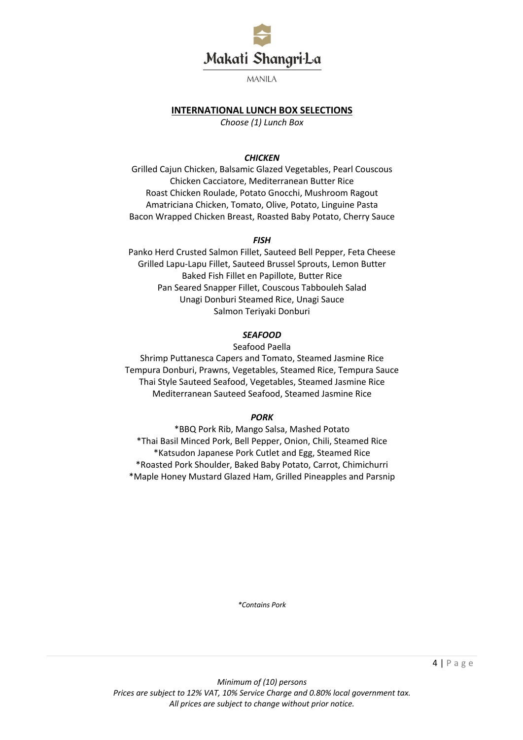## INTERNATIONAL LUNCH BOX SELECTIONS

*Choose (1) Lunch Box*

### *CHICKEN*

Grilled Cajun Chicken, Balsamic Glazed Vegetables, Pearl Couscous
Chicken Cacciatore, Mediterranean Butter Rice
Roast Chicken Roulade, Potato Gnocchi, Mushroom Ragout
Amatriciana Chicken, Tomato, Olive, Potato, Linguine Pasta
Bacon Wrapped Chicken Breast, Roasted Baby Potato, Cherry Sauce

### *FISH*

Panko Herd Crusted Salmon Fillet, Sauteed Bell Pepper, Feta Cheese
Grilled Lapu-Lapu Fillet, Sauteed Brussel Sprouts, Lemon Butter
Baked Fish Fillet en Papillote, Butter Rice
Pan Seared Snapper Fillet, Couscous Tabbouleh Salad
Unagi Donburi Steamed Rice, Unagi Sauce
Salmon Teriyaki Donburi

### *SEAFOOD*

Seafood Paella
Shrimp Puttanesca Capers and Tomato, Steamed Jasmine Rice
Tempura Donburi, Prawns, Vegetables, Steamed Rice, Tempura Sauce
Thai Style Sauteed Seafood, Vegetables, Steamed Jasmine Rice
Mediterranean Sauteed Seafood, Steamed Jasmine Rice

### *PORK*

*BBQ Pork Rib, Mango Salsa, Mashed Potato
*Thai Basil Minced Pork, Bell Pepper, Onion, Chili, Steamed Rice
*Katsudon Japanese Pork Cutlet and Egg, Steamed Rice
*Roasted Pork Shoulder, Baked Baby Potato, Carrot, Chimichurri
*Maple Honey Mustard Glazed Ham, Grilled Pineapples and Parsnip

*\*Contains Pork*

*Minimum of (10) persons*
*Prices are subject to 12% VAT, 10% Service Charge and 0.80% local government tax.*
*All prices are subject to change without prior notice.*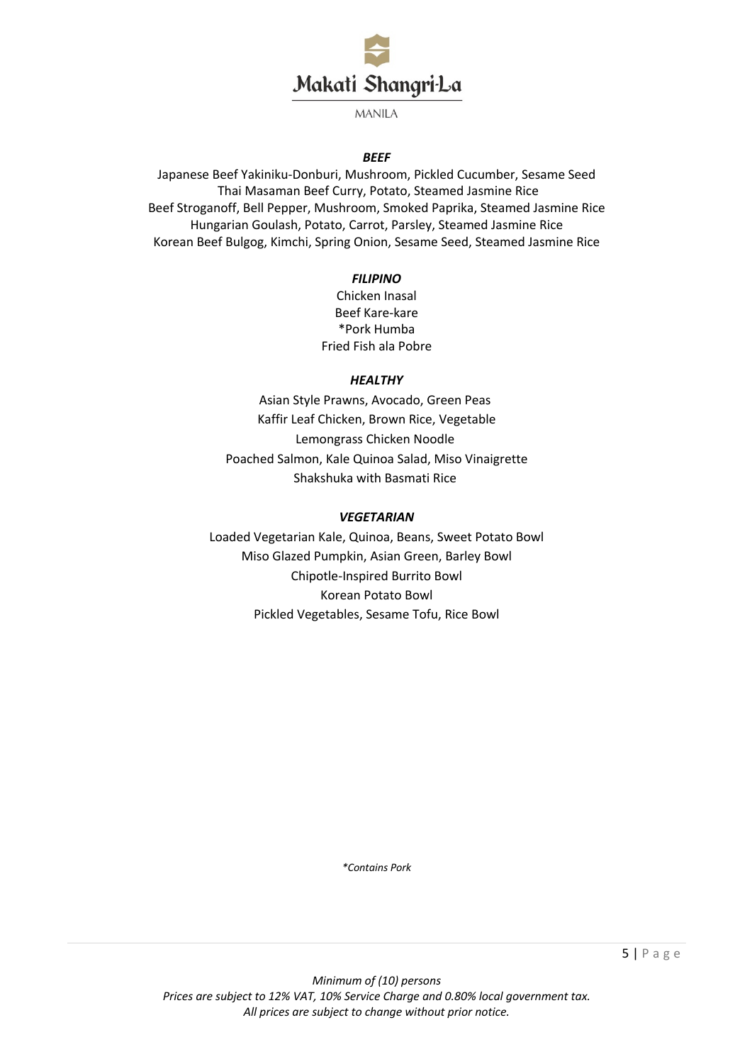### *BEEF*

Japanese Beef Yakiniku-Donburi, Mushroom, Pickled Cucumber, Sesame Seed
Thai Masaman Beef Curry, Potato, Steamed Jasmine Rice
Beef Stroganoff, Bell Pepper, Mushroom, Smoked Paprika, Steamed Jasmine Rice
Hungarian Goulash, Potato, Carrot, Parsley, Steamed Jasmine Rice
Korean Beef Bulgog, Kimchi, Spring Onion, Sesame Seed, Steamed Jasmine Rice

### *FILIPINO*

Chicken Inasal
Beef Kare-kare
*Pork Humba
Fried Fish ala Pobre

### *HEALTHY*

Asian Style Prawns, Avocado, Green Peas
Kaffir Leaf Chicken, Brown Rice, Vegetable
Lemongrass Chicken Noodle
Poached Salmon, Kale Quinoa Salad, Miso Vinaigrette
Shakshuka with Basmati Rice

### *VEGETARIAN*

Loaded Vegetarian Kale, Quinoa, Beans, Sweet Potato Bowl
Miso Glazed Pumpkin, Asian Green, Barley Bowl
Chipotle-Inspired Burrito Bowl
Korean Potato Bowl
Pickled Vegetables, Sesame Tofu, Rice Bowl

*\*Contains Pork*

*Minimum of (10) persons*
*Prices are subject to 12% VAT, 10% Service Charge and 0.80% local government tax.*
*All prices are subject to change without prior notice.*